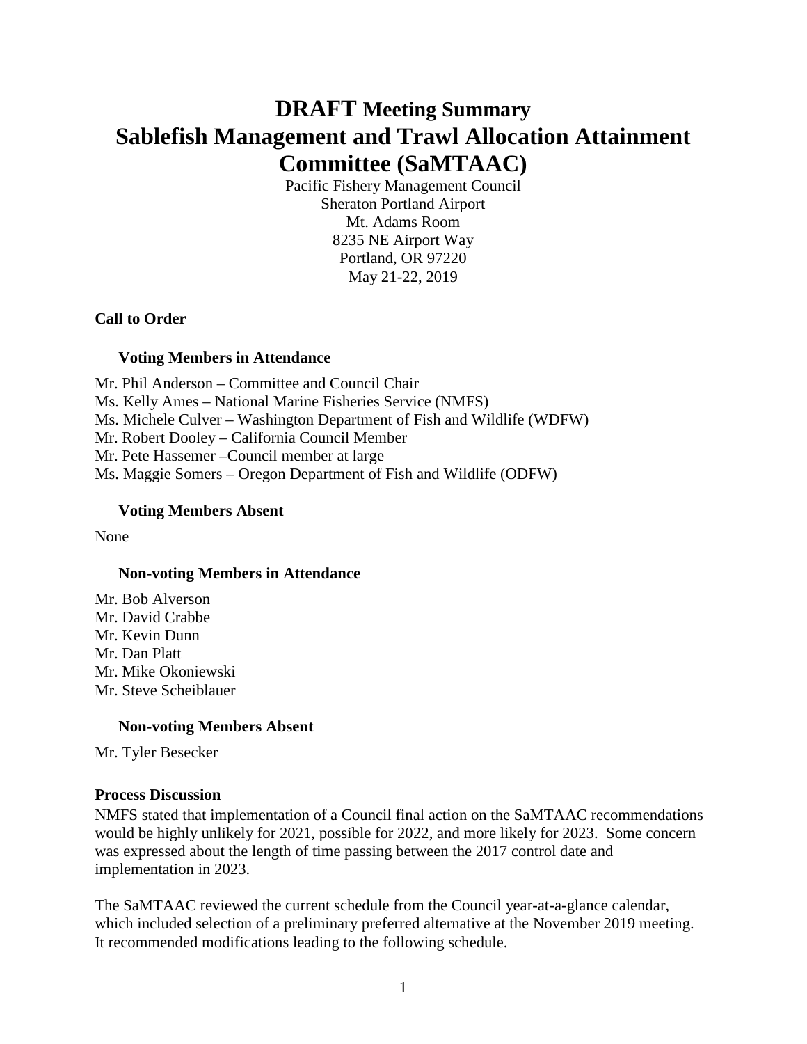# DRAFT Meeting Summary
# Sablefish Management and Trawl Allocation Attainment Committee (SaMTAAC)

Pacific Fishery Management Council
Sheraton Portland Airport
Mt. Adams Room
8235 NE Airport Way
Portland, OR 97220
May 21-22, 2019

## Call to Order

### Voting Members in Attendance

Mr. Phil Anderson – Committee and Council Chair
Ms. Kelly Ames – National Marine Fisheries Service (NMFS)
Ms. Michele Culver – Washington Department of Fish and Wildlife (WDFW)
Mr. Robert Dooley – California Council Member
Mr. Pete Hassemer –Council member at large
Ms. Maggie Somers – Oregon Department of Fish and Wildlife (ODFW)

### Voting Members Absent

None

### Non-voting Members in Attendance

Mr. Bob Alverson
Mr. David Crabbe
Mr. Kevin Dunn
Mr. Dan Platt
Mr. Mike Okoniewski
Mr. Steve Scheiblauer

### Non-voting Members Absent

Mr. Tyler Besecker

## Process Discussion

NMFS stated that implementation of a Council final action on the SaMTAAC recommendations would be highly unlikely for 2021, possible for 2022, and more likely for 2023. Some concern was expressed about the length of time passing between the 2017 control date and implementation in 2023.

The SaMTAAC reviewed the current schedule from the Council year-at-a-glance calendar, which included selection of a preliminary preferred alternative at the November 2019 meeting. It recommended modifications leading to the following schedule.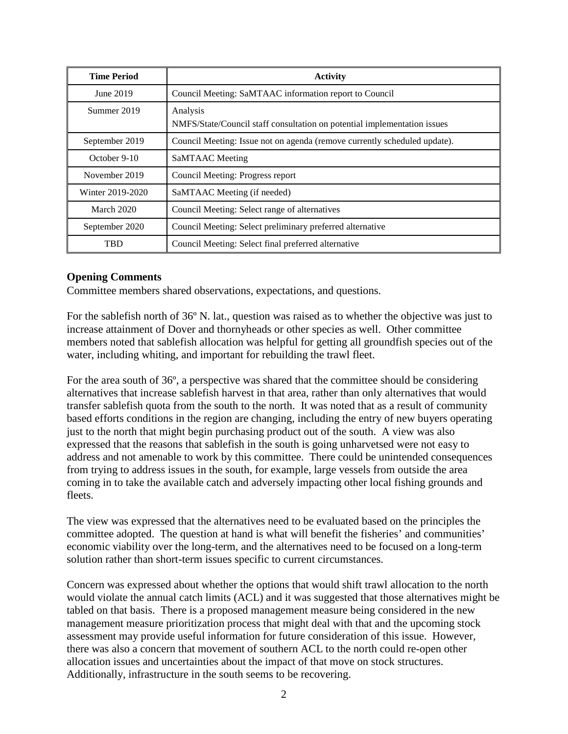| Time Period | Activity |
| --- | --- |
| June 2019 | Council Meeting: SaMTAAC information report to Council |
| Summer 2019 | Analysis<br>NMFS/State/Council staff consultation on potential implementation issues |
| September 2019 | Council Meeting: Issue not on agenda (remove currently scheduled update). |
| October 9-10 | SaMTAAC Meeting |
| November 2019 | Council Meeting: Progress report |
| Winter 2019-2020 | SaMTAAC Meeting (if needed) |
| March 2020 | Council Meeting: Select range of alternatives |
| September 2020 | Council Meeting: Select preliminary preferred alternative |
| TBD | Council Meeting: Select final preferred alternative |

**Opening Comments**

Committee members shared observations, expectations, and questions.

For the sablefish north of 36º N. lat., question was raised as to whether the objective was just to increase attainment of Dover and thornyheads or other species as well. Other committee members noted that sablefish allocation was helpful for getting all groundfish species out of the water, including whiting, and important for rebuilding the trawl fleet.

For the area south of 36º, a perspective was shared that the committee should be considering alternatives that increase sablefish harvest in that area, rather than only alternatives that would transfer sablefish quota from the south to the north. It was noted that as a result of community based efforts conditions in the region are changing, including the entry of new buyers operating just to the north that might begin purchasing product out of the south. A view was also expressed that the reasons that sablefish in the south is going unharvetsed were not easy to address and not amenable to work by this committee. There could be unintended consequences from trying to address issues in the south, for example, large vessels from outside the area coming in to take the available catch and adversely impacting other local fishing grounds and fleets.

The view was expressed that the alternatives need to be evaluated based on the principles the committee adopted. The question at hand is what will benefit the fisheries' and communities' economic viability over the long-term, and the alternatives need to be focused on a long-term solution rather than short-term issues specific to current circumstances.

Concern was expressed about whether the options that would shift trawl allocation to the north would violate the annual catch limits (ACL) and it was suggested that those alternatives might be tabled on that basis. There is a proposed management measure being considered in the new management measure prioritization process that might deal with that and the upcoming stock assessment may provide useful information for future consideration of this issue. However, there was also a concern that movement of southern ACL to the north could re-open other allocation issues and uncertainties about the impact of that move on stock structures. Additionally, infrastructure in the south seems to be recovering.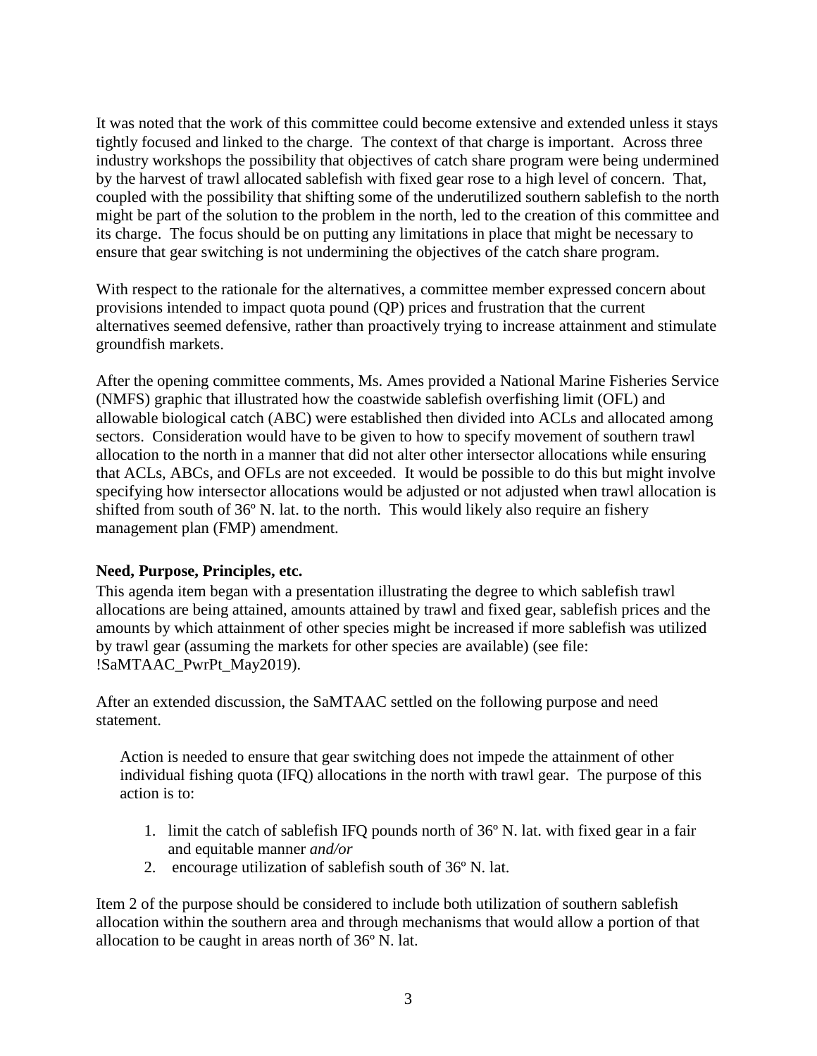It was noted that the work of this committee could become extensive and extended unless it stays tightly focused and linked to the charge. The context of that charge is important. Across three industry workshops the possibility that objectives of catch share program were being undermined by the harvest of trawl allocated sablefish with fixed gear rose to a high level of concern. That, coupled with the possibility that shifting some of the underutilized southern sablefish to the north might be part of the solution to the problem in the north, led to the creation of this committee and its charge. The focus should be on putting any limitations in place that might be necessary to ensure that gear switching is not undermining the objectives of the catch share program.

With respect to the rationale for the alternatives, a committee member expressed concern about provisions intended to impact quota pound (QP) prices and frustration that the current alternatives seemed defensive, rather than proactively trying to increase attainment and stimulate groundfish markets.

After the opening committee comments, Ms. Ames provided a National Marine Fisheries Service (NMFS) graphic that illustrated how the coastwide sablefish overfishing limit (OFL) and allowable biological catch (ABC) were established then divided into ACLs and allocated among sectors. Consideration would have to be given to how to specify movement of southern trawl allocation to the north in a manner that did not alter other intersector allocations while ensuring that ACLs, ABCs, and OFLs are not exceeded. It would be possible to do this but might involve specifying how intersector allocations would be adjusted or not adjusted when trawl allocation is shifted from south of 36º N. lat. to the north. This would likely also require an fishery management plan (FMP) amendment.

**Need, Purpose, Principles, etc.**

This agenda item began with a presentation illustrating the degree to which sablefish trawl allocations are being attained, amounts attained by trawl and fixed gear, sablefish prices and the amounts by which attainment of other species might be increased if more sablefish was utilized by trawl gear (assuming the markets for other species are available) (see file: !SaMTAAC_PwrPt_May2019).

After an extended discussion, the SaMTAAC settled on the following purpose and need statement.

> Action is needed to ensure that gear switching does not impede the attainment of other individual fishing quota (IFQ) allocations in the north with trawl gear. The purpose of this action is to:
>
> 1. limit the catch of sablefish IFQ pounds north of 36º N. lat. with fixed gear in a fair and equitable manner *and/or*
> 2. encourage utilization of sablefish south of 36º N. lat.

Item 2 of the purpose should be considered to include both utilization of southern sablefish allocation within the southern area and through mechanisms that would allow a portion of that allocation to be caught in areas north of 36º N. lat.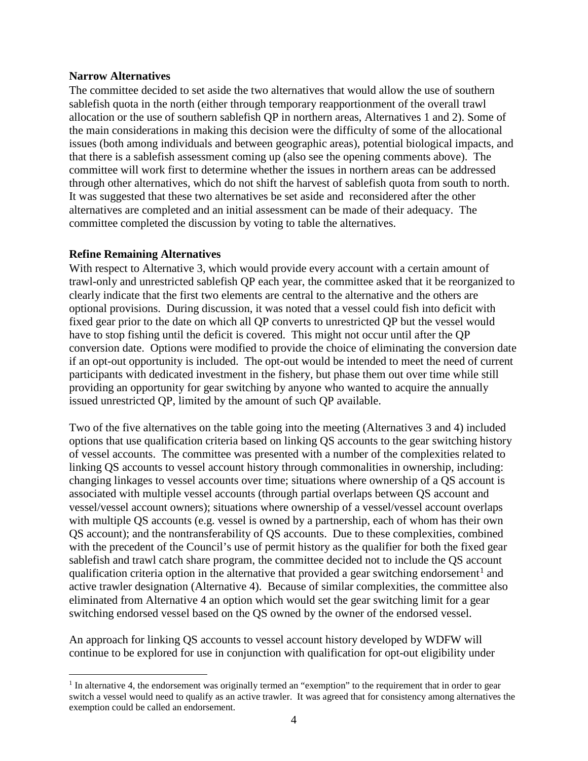**Narrow Alternatives**

The committee decided to set aside the two alternatives that would allow the use of southern sablefish quota in the north (either through temporary reapportionment of the overall trawl allocation or the use of southern sablefish QP in northern areas, Alternatives 1 and 2). Some of the main considerations in making this decision were the difficulty of some of the allocational issues (both among individuals and between geographic areas), potential biological impacts, and that there is a sablefish assessment coming up (also see the opening comments above). The committee will work first to determine whether the issues in northern areas can be addressed through other alternatives, which do not shift the harvest of sablefish quota from south to north. It was suggested that these two alternatives be set aside and reconsidered after the other alternatives are completed and an initial assessment can be made of their adequacy. The committee completed the discussion by voting to table the alternatives.

**Refine Remaining Alternatives**

With respect to Alternative 3, which would provide every account with a certain amount of trawl-only and unrestricted sablefish QP each year, the committee asked that it be reorganized to clearly indicate that the first two elements are central to the alternative and the others are optional provisions. During discussion, it was noted that a vessel could fish into deficit with fixed gear prior to the date on which all QP converts to unrestricted QP but the vessel would have to stop fishing until the deficit is covered. This might not occur until after the QP conversion date. Options were modified to provide the choice of eliminating the conversion date if an opt-out opportunity is included. The opt-out would be intended to meet the need of current participants with dedicated investment in the fishery, but phase them out over time while still providing an opportunity for gear switching by anyone who wanted to acquire the annually issued unrestricted QP, limited by the amount of such QP available.

Two of the five alternatives on the table going into the meeting (Alternatives 3 and 4) included options that use qualification criteria based on linking QS accounts to the gear switching history of vessel accounts. The committee was presented with a number of the complexities related to linking QS accounts to vessel account history through commonalities in ownership, including: changing linkages to vessel accounts over time; situations where ownership of a QS account is associated with multiple vessel accounts (through partial overlaps between QS account and vessel/vessel account owners); situations where ownership of a vessel/vessel account overlaps with multiple QS accounts (e.g. vessel is owned by a partnership, each of whom has their own QS account); and the nontransferability of QS accounts. Due to these complexities, combined with the precedent of the Council's use of permit history as the qualifier for both the fixed gear sablefish and trawl catch share program, the committee decided not to include the QS account qualification criteria option in the alternative that provided a gear switching endorsement[1] and active trawler designation (Alternative 4). Because of similar complexities, the committee also eliminated from Alternative 4 an option which would set the gear switching limit for a gear switching endorsed vessel based on the QS owned by the owner of the endorsed vessel.

An approach for linking QS accounts to vessel account history developed by WDFW will continue to be explored for use in conjunction with qualification for opt-out eligibility under

[1] In alternative 4, the endorsement was originally termed an "exemption" to the requirement that in order to gear switch a vessel would need to qualify as an active trawler. It was agreed that for consistency among alternatives the exemption could be called an endorsement.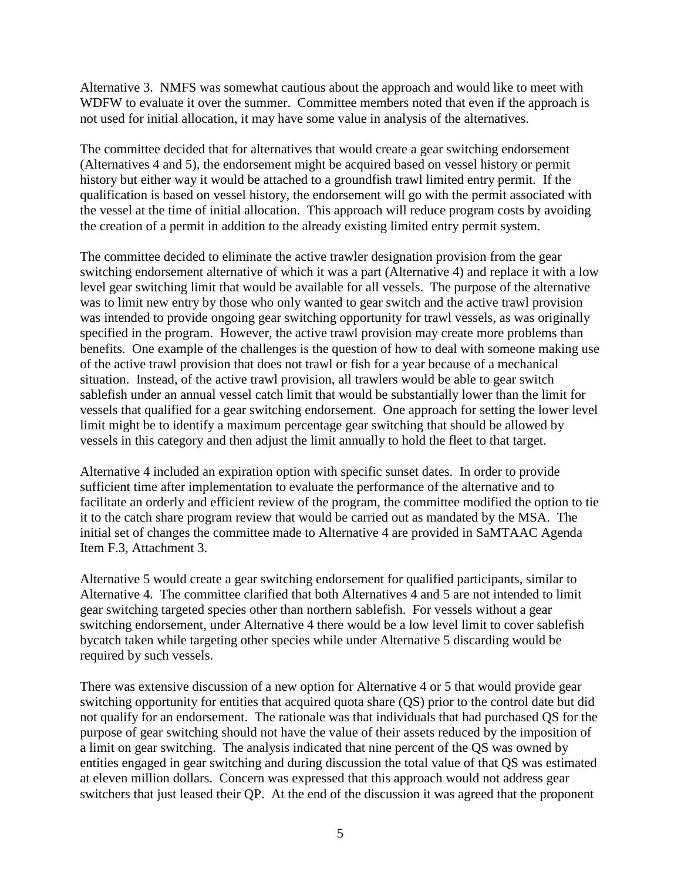Alternative 3. NMFS was somewhat cautious about the approach and would like to meet with WDFW to evaluate it over the summer. Committee members noted that even if the approach is not used for initial allocation, it may have some value in analysis of the alternatives.

The committee decided that for alternatives that would create a gear switching endorsement (Alternatives 4 and 5), the endorsement might be acquired based on vessel history or permit history but either way it would be attached to a groundfish trawl limited entry permit. If the qualification is based on vessel history, the endorsement will go with the permit associated with the vessel at the time of initial allocation. This approach will reduce program costs by avoiding the creation of a permit in addition to the already existing limited entry permit system.

The committee decided to eliminate the active trawler designation provision from the gear switching endorsement alternative of which it was a part (Alternative 4) and replace it with a low level gear switching limit that would be available for all vessels. The purpose of the alternative was to limit new entry by those who only wanted to gear switch and the active trawl provision was intended to provide ongoing gear switching opportunity for trawl vessels, as was originally specified in the program. However, the active trawl provision may create more problems than benefits. One example of the challenges is the question of how to deal with someone making use of the active trawl provision that does not trawl or fish for a year because of a mechanical situation. Instead, of the active trawl provision, all trawlers would be able to gear switch sablefish under an annual vessel catch limit that would be substantially lower than the limit for vessels that qualified for a gear switching endorsement. One approach for setting the lower level limit might be to identify a maximum percentage gear switching that should be allowed by vessels in this category and then adjust the limit annually to hold the fleet to that target.

Alternative 4 included an expiration option with specific sunset dates. In order to provide sufficient time after implementation to evaluate the performance of the alternative and to facilitate an orderly and efficient review of the program, the committee modified the option to tie it to the catch share program review that would be carried out as mandated by the MSA. The initial set of changes the committee made to Alternative 4 are provided in SaMTAAC Agenda Item F.3, Attachment 3.

Alternative 5 would create a gear switching endorsement for qualified participants, similar to Alternative 4. The committee clarified that both Alternatives 4 and 5 are not intended to limit gear switching targeted species other than northern sablefish. For vessels without a gear switching endorsement, under Alternative 4 there would be a low level limit to cover sablefish bycatch taken while targeting other species while under Alternative 5 discarding would be required by such vessels.

There was extensive discussion of a new option for Alternative 4 or 5 that would provide gear switching opportunity for entities that acquired quota share (QS) prior to the control date but did not qualify for an endorsement. The rationale was that individuals that had purchased QS for the purpose of gear switching should not have the value of their assets reduced by the imposition of a limit on gear switching. The analysis indicated that nine percent of the QS was owned by entities engaged in gear switching and during discussion the total value of that QS was estimated at eleven million dollars. Concern was expressed that this approach would not address gear switchers that just leased their QP. At the end of the discussion it was agreed that the proponent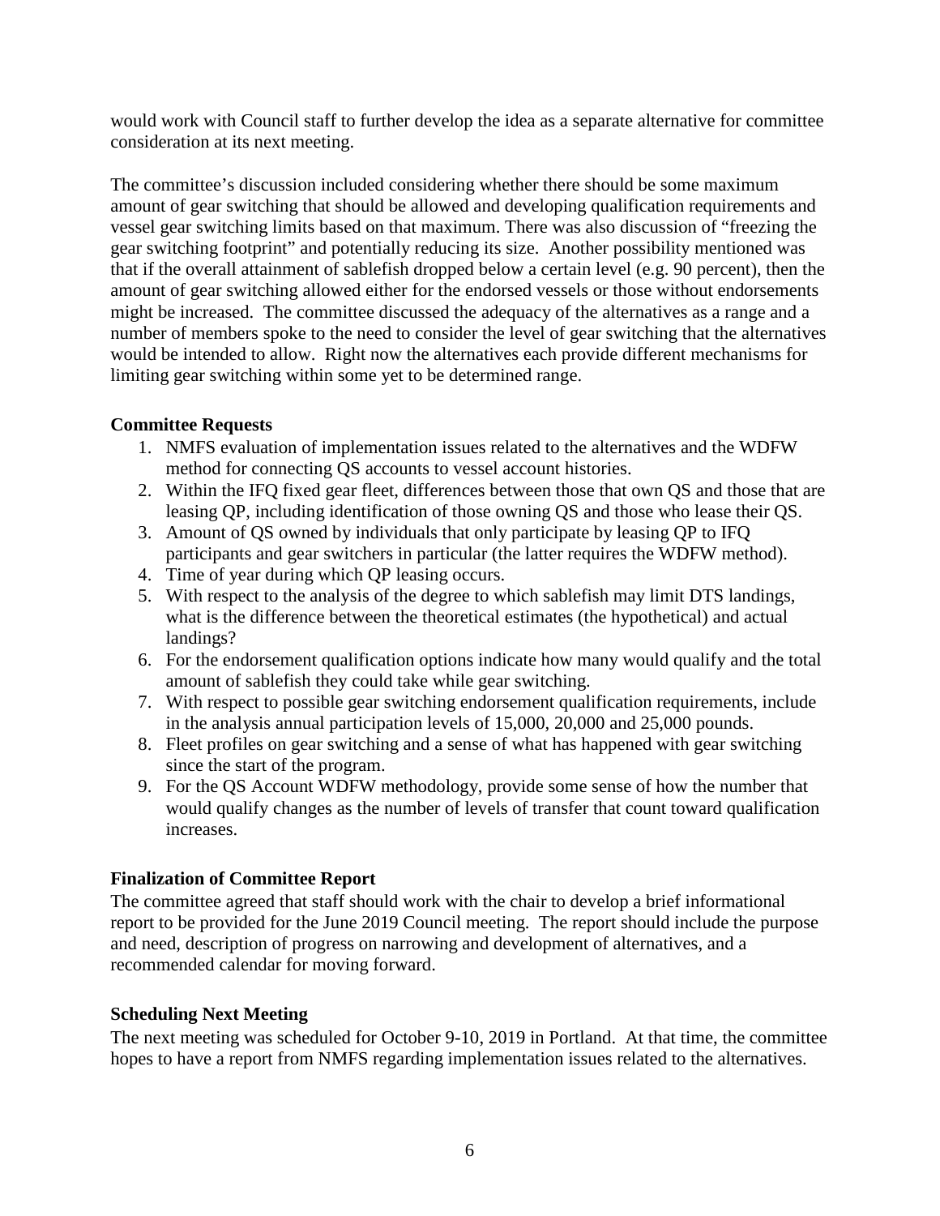would work with Council staff to further develop the idea as a separate alternative for committee consideration at its next meeting.

The committee's discussion included considering whether there should be some maximum amount of gear switching that should be allowed and developing qualification requirements and vessel gear switching limits based on that maximum. There was also discussion of "freezing the gear switching footprint" and potentially reducing its size. Another possibility mentioned was that if the overall attainment of sablefish dropped below a certain level (e.g. 90 percent), then the amount of gear switching allowed either for the endorsed vessels or those without endorsements might be increased. The committee discussed the adequacy of the alternatives as a range and a number of members spoke to the need to consider the level of gear switching that the alternatives would be intended to allow. Right now the alternatives each provide different mechanisms for limiting gear switching within some yet to be determined range.

**Committee Requests**

1. NMFS evaluation of implementation issues related to the alternatives and the WDFW method for connecting QS accounts to vessel account histories.
2. Within the IFQ fixed gear fleet, differences between those that own QS and those that are leasing QP, including identification of those owning QS and those who lease their QS.
3. Amount of QS owned by individuals that only participate by leasing QP to IFQ participants and gear switchers in particular (the latter requires the WDFW method).
4. Time of year during which QP leasing occurs.
5. With respect to the analysis of the degree to which sablefish may limit DTS landings, what is the difference between the theoretical estimates (the hypothetical) and actual landings?
6. For the endorsement qualification options indicate how many would qualify and the total amount of sablefish they could take while gear switching.
7. With respect to possible gear switching endorsement qualification requirements, include in the analysis annual participation levels of 15,000, 20,000 and 25,000 pounds.
8. Fleet profiles on gear switching and a sense of what has happened with gear switching since the start of the program.
9. For the QS Account WDFW methodology, provide some sense of how the number that would qualify changes as the number of levels of transfer that count toward qualification increases.

**Finalization of Committee Report**

The committee agreed that staff should work with the chair to develop a brief informational report to be provided for the June 2019 Council meeting. The report should include the purpose and need, description of progress on narrowing and development of alternatives, and a recommended calendar for moving forward.

**Scheduling Next Meeting**

The next meeting was scheduled for October 9-10, 2019 in Portland. At that time, the committee hopes to have a report from NMFS regarding implementation issues related to the alternatives.